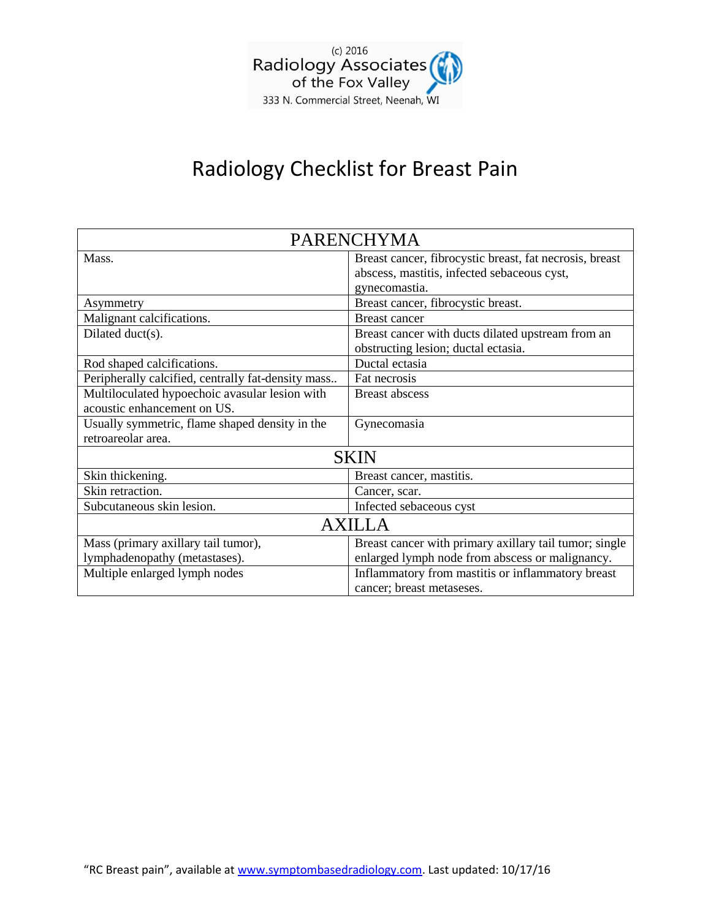(c) 2016
Radiology Associates of the Fox Valley
333 N. Commercial Street, Neenah, WI

# Radiology Checklist for Breast Pain

| PARENCHYMA | |
|---|---|
| Mass. | Breast cancer, fibrocystic breast, fat necrosis, breast abscess, mastitis, infected sebaceous cyst, gynecomastia. |
| Asymmetry | Breast cancer, fibrocystic breast. |
| Malignant calcifications. | Breast cancer |
| Dilated duct(s). | Breast cancer with ducts dilated upstream from an obstructing lesion; ductal ectasia. |
| Rod shaped calcifications. | Ductal ectasia |
| Peripherally calcified, centrally fat-density mass.. | Fat necrosis |
| Multiloculated hypoechoic avasular lesion with acoustic enhancement on US. | Breast abscess |
| Usually symmetric, flame shaped density in the retroareolar area. | Gynecomasia |
| **SKIN** | |
| Skin thickening. | Breast cancer, mastitis. |
| Skin retraction. | Cancer, scar. |
| Subcutaneous skin lesion. | Infected sebaceous cyst |
| **AXILLA** | |
| Mass (primary axillary tail tumor), lymphadenopathy (metastases). | Breast cancer with primary axillary tail tumor; single enlarged lymph node from abscess or malignancy. |
| Multiple enlarged lymph nodes | Inflammatory from mastitis or inflammatory breast cancer; breast metaseses. |

"RC Breast pain", available at www.symptombasedradiology.com. Last updated: 10/17/16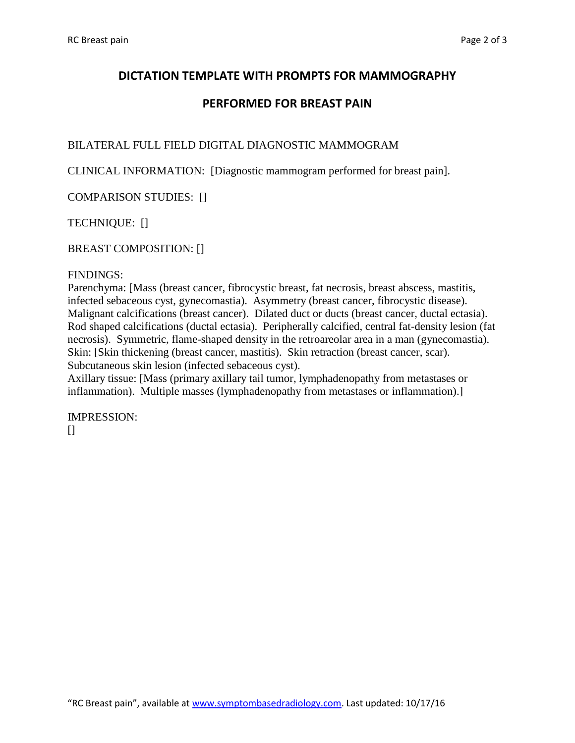## DICTATION TEMPLATE WITH PROMPTS FOR MAMMOGRAPHY

## PERFORMED FOR BREAST PAIN

BILATERAL FULL FIELD DIGITAL DIAGNOSTIC MAMMOGRAM

CLINICAL INFORMATION: [Diagnostic mammogram performed for breast pain].

COMPARISON STUDIES: []

TECHNIQUE: []

BREAST COMPOSITION: []

FINDINGS:
Parenchyma: [Mass (breast cancer, fibrocystic breast, fat necrosis, breast abscess, mastitis, infected sebaceous cyst, gynecomastia). Asymmetry (breast cancer, fibrocystic disease). Malignant calcifications (breast cancer). Dilated duct or ducts (breast cancer, ductal ectasia). Rod shaped calcifications (ductal ectasia). Peripherally calcified, central fat-density lesion (fat necrosis). Symmetric, flame-shaped density in the retroareolar area in a man (gynecomastia).
Skin: [Skin thickening (breast cancer, mastitis). Skin retraction (breast cancer, scar). Subcutaneous skin lesion (infected sebaceous cyst).
Axillary tissue: [Mass (primary axillary tail tumor, lymphadenopathy from metastases or inflammation). Multiple masses (lymphadenopathy from metastases or inflammation).]

IMPRESSION:
[]

"RC Breast pain", available at www.symptombasedradiology.com. Last updated: 10/17/16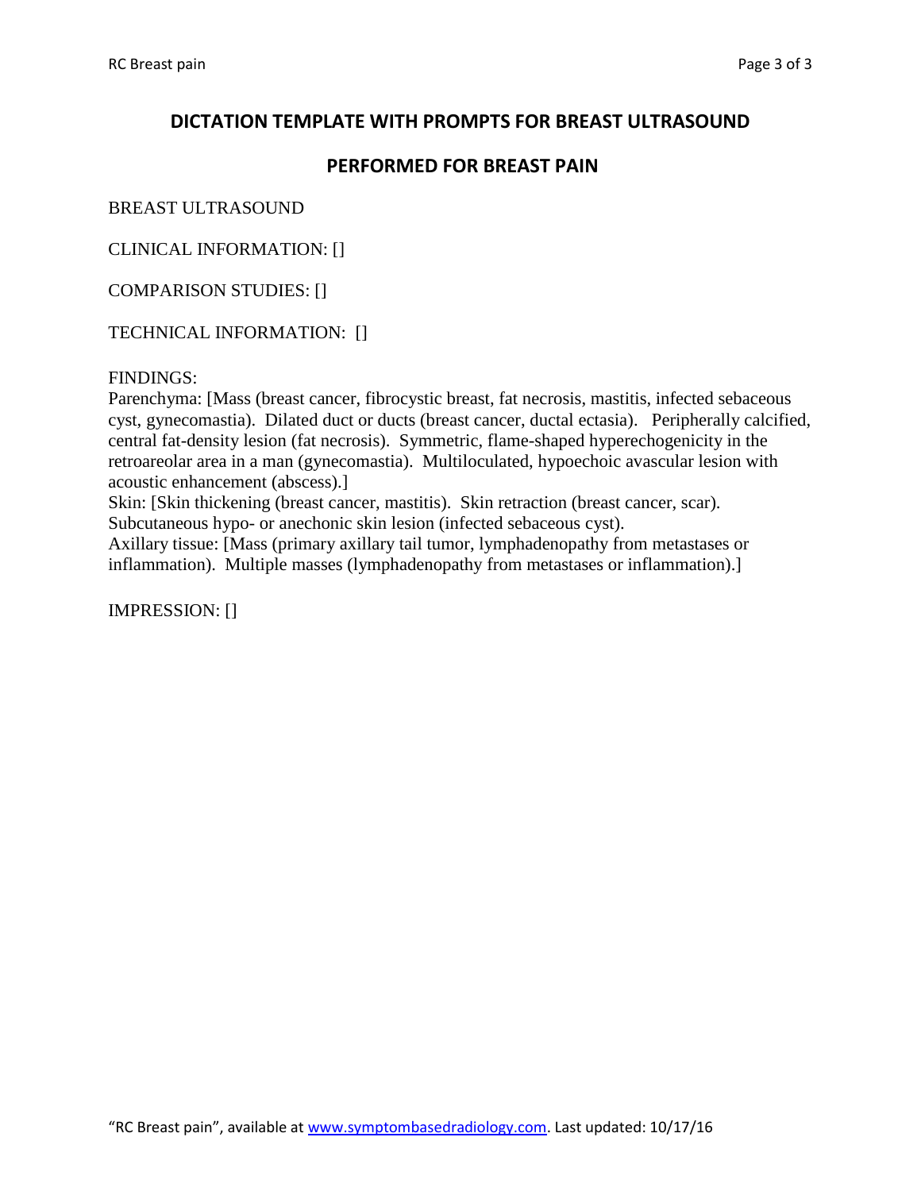## DICTATION TEMPLATE WITH PROMPTS FOR BREAST ULTRASOUND

## PERFORMED FOR BREAST PAIN

BREAST ULTRASOUND

CLINICAL INFORMATION: []

COMPARISON STUDIES: []

TECHNICAL INFORMATION: []

FINDINGS:
Parenchyma: [Mass (breast cancer, fibrocystic breast, fat necrosis, mastitis, infected sebaceous cyst, gynecomastia). Dilated duct or ducts (breast cancer, ductal ectasia). Peripherally calcified, central fat-density lesion (fat necrosis). Symmetric, flame-shaped hyperechogenicity in the retroareolar area in a man (gynecomastia). Multiloculated, hypoechoic avascular lesion with acoustic enhancement (abscess).]
Skin: [Skin thickening (breast cancer, mastitis). Skin retraction (breast cancer, scar). Subcutaneous hypo- or anechonic skin lesion (infected sebaceous cyst).
Axillary tissue: [Mass (primary axillary tail tumor, lymphadenopathy from metastases or inflammation). Multiple masses (lymphadenopathy from metastases or inflammation).]

IMPRESSION: []

"RC Breast pain", available at www.symptombasedradiology.com. Last updated: 10/17/16